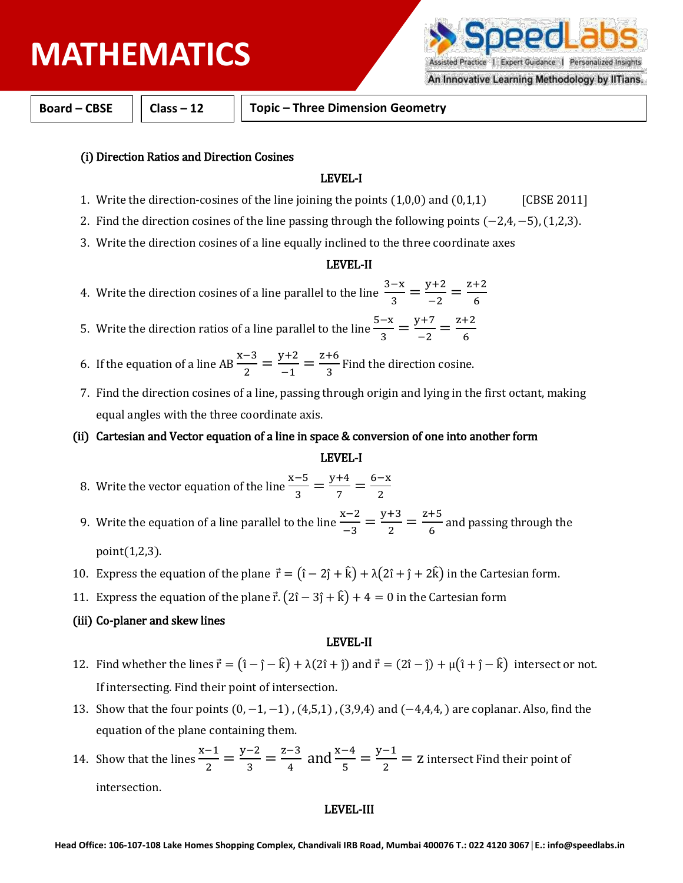# MATHEMATICS

| Board – CBSE | Class – 12 | Topic – Three Dimension Geometry |
|---|---|---|

### (i) Direction Ratios and Direction Cosines

**LEVEL-I**

1. Write the direction-cosines of the line joining the points (1,0,0) and (0,1,1) [CBSE 2011]
2. Find the direction cosines of the line passing through the following points $(-2,4,-5),(1,2,3)$.
3. Write the direction cosines of a line equally inclined to the three coordinate axes

**LEVEL-II**

4. Write the direction cosines of a line parallel to the line $\frac{3-x}{3}=\frac{y+2}{-2}=\frac{z+2}{6}$
5. Write the direction ratios of a line parallel to the line $\frac{5-x}{3}=\frac{y+7}{-2}=\frac{z+2}{6}$
6. If the equation of a line AB $\frac{x-3}{2}=\frac{y+2}{-1}=\frac{z+6}{3}$ Find the direction cosine.
7. Find the direction cosines of a line, passing through origin and lying in the first octant, making equal angles with the three coordinate axis.

### (ii) Cartesian and Vector equation of a line in space & conversion of one into another form

**LEVEL-I**

8. Write the vector equation of the line $\frac{x-5}{3}=\frac{y+4}{7}=\frac{6-x}{2}$
9. Write the equation of a line parallel to the line $\frac{x-2}{-3}=\frac{y+3}{2}=\frac{z+5}{6}$ and passing through the point(1,2,3).
10. Express the equation of the plane $\vec{r}=(\hat{\imath}-2\hat{\jmath}+\hat{k})+\lambda(2\hat{\imath}+\hat{\jmath}+2\hat{k})$ in the Cartesian form.
11. Express the equation of the plane $\vec{r}.(2\hat{\imath}-3\hat{\jmath}+\hat{k})+4=0$ in the Cartesian form

### (iii) Co-planer and skew lines

**LEVEL-II**

12. Find whether the lines $\vec{r}=(\hat{\imath}-\hat{\jmath}-\hat{k})+\lambda(2\hat{\imath}+\hat{\jmath})$ and $\vec{r}=(2\hat{\imath}-\hat{\jmath})+\mu(\hat{\imath}+\hat{\jmath}-\hat{k})$ intersect or not. If intersecting. Find their point of intersection.
13. Show that the four points $(0,-1,-1)$ , $(4,5,1)$ , $(3,9,4)$ and $(-4,4,4,)$ are coplanar. Also, find the equation of the plane containing them.
14. Show that the lines $\frac{x-1}{2}=\frac{y-2}{3}=\frac{z-3}{4}$ and $\frac{x-4}{5}=\frac{y-1}{2}=z$ intersect Find their point of intersection.

**LEVEL-III**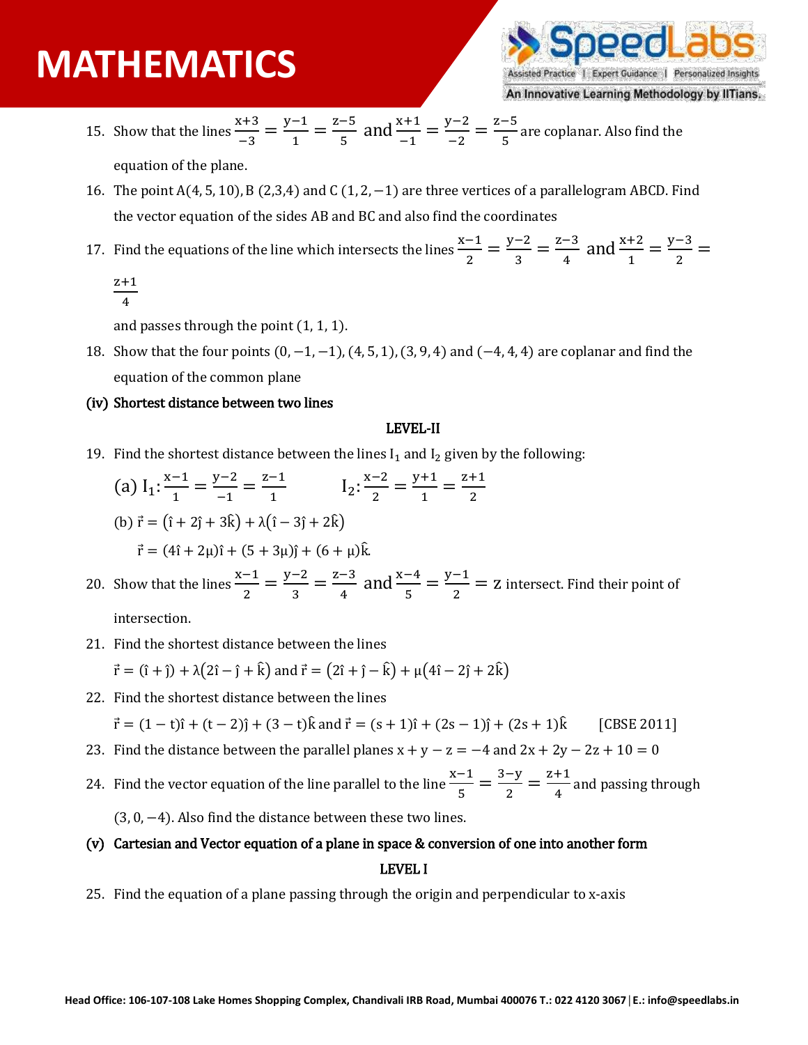15. Show that the lines $\frac{x+3}{-3} = \frac{y-1}{1} = \frac{z-5}{5}$ and $\frac{x+1}{-1} = \frac{y-2}{-2} = \frac{z-5}{5}$ are coplanar. Also find the equation of the plane.

16. The point A$(4, 5, 10)$, B $(2,3,4)$ and C $(1, 2, -1)$ are three vertices of a parallelogram ABCD. Find the vector equation of the sides AB and BC and also find the coordinates

17. Find the equations of the line which intersects the lines $\frac{x-1}{2} = \frac{y-2}{3} = \frac{z-3}{4}$ and $\frac{x+2}{1} = \frac{y-3}{2} = \frac{z+1}{4}$ and passes through the point (1, 1, 1).

18. Show that the four points $(0, -1, -1)$, $(4, 5, 1)$, $(3, 9, 4)$ and $(-4, 4, 4)$ are coplanar and find the equation of the common plane

**(iv) Shortest distance between two lines**

**LEVEL-II**

19. Find the shortest distance between the lines $I_1$ and $I_2$ given by the following:

    (a) $I_1: \frac{x-1}{1} = \frac{y-2}{-1} = \frac{z-1}{1}$ $\qquad$ $I_2: \frac{x-2}{2} = \frac{y+1}{1} = \frac{z+1}{2}$

    (b) $\vec{r} = (\hat{i} + 2\hat{j} + 3\hat{k}) + \lambda(\hat{i} - 3\hat{j} + 2\hat{k})$

    $\vec{r} = (4\hat{i} + 2\mu)\hat{i} + (5 + 3\mu)\hat{j} + (6 + \mu)\hat{k}.$

20. Show that the lines $\frac{x-1}{2} = \frac{y-2}{3} = \frac{z-3}{4}$ and $\frac{x-4}{5} = \frac{y-1}{2} = z$ intersect. Find their point of intersection.

21. Find the shortest distance between the lines

    $\vec{r} = (\hat{i} + \hat{j}) + \lambda(2\hat{i} - \hat{j} + \hat{k})$ and $\vec{r} = (2\hat{i} + \hat{j} - \hat{k}) + \mu(4\hat{i} - 2\hat{j} + 2\hat{k})$

22. Find the shortest distance between the lines

    $\vec{r} = (1-t)\hat{i} + (t-2)\hat{j} + (3-t)\hat{k}$ and $\vec{r} = (s+1)\hat{i} + (2s-1)\hat{j} + (2s+1)\hat{k}$ [CBSE 2011]

23. Find the distance between the parallel planes $x + y - z = -4$ and $2x + 2y - 2z + 10 = 0$

24. Find the vector equation of the line parallel to the line $\frac{x-1}{5} = \frac{3-y}{2} = \frac{z+1}{4}$ and passing through $(3, 0, -4)$. Also find the distance between these two lines.

**(v) Cartesian and Vector equation of a plane in space & conversion of one into another form**

**LEVEL I**

25. Find the equation of a plane passing through the origin and perpendicular to x-axis